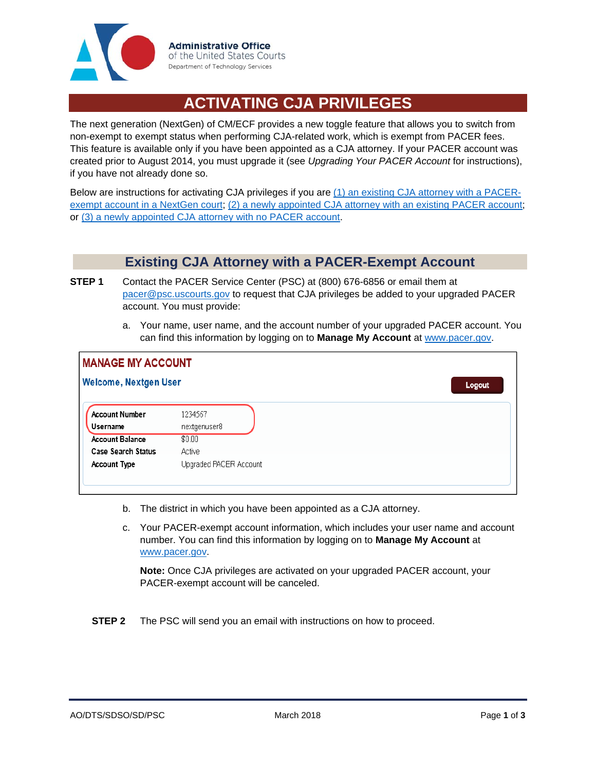Administrative Office of the United States Courts
Department of Technology Services

# ACTIVATING CJA PRIVILEGES

The next generation (NextGen) of CM/ECF provides a new toggle feature that allows you to switch from non-exempt to exempt status when performing CJA-related work, which is exempt from PACER fees. This feature is available only if you have been appointed as a CJA attorney. If your PACER account was created prior to August 2014, you must upgrade it (see *Upgrading Your PACER Account* for instructions), if you have not already done so.

Below are instructions for activating CJA privileges if you are (1) an existing CJA attorney with a PACER-exempt account in a NextGen court; (2) a newly appointed CJA attorney with an existing PACER account; or (3) a newly appointed CJA attorney with no PACER account.

## Existing CJA Attorney with a PACER-Exempt Account

**STEP 1** Contact the PACER Service Center (PSC) at (800) 676-6856 or email them at pacer@psc.uscourts.gov to request that CJA privileges be added to your upgraded PACER account. You must provide:

a. Your name, user name, and the account number of your upgraded PACER account. You can find this information by logging on to **Manage My Account** at www.pacer.gov.

**MANAGE MY ACCOUNT**

Welcome, Nextgen User — Logout

| | |
|---|---|
| Account Number | 1234567 |
| Username | nextgenuser8 |
| Account Balance | $0.00 |
| Case Search Status | Active |
| Account Type | Upgraded PACER Account |

b. The district in which you have been appointed as a CJA attorney.

c. Your PACER-exempt account information, which includes your user name and account number. You can find this information by logging on to **Manage My Account** at www.pacer.gov.

**Note:** Once CJA privileges are activated on your upgraded PACER account, your PACER-exempt account will be canceled.

**STEP 2** The PSC will send you an email with instructions on how to proceed.

AO/DTS/SDSO/SD/PSC March 2018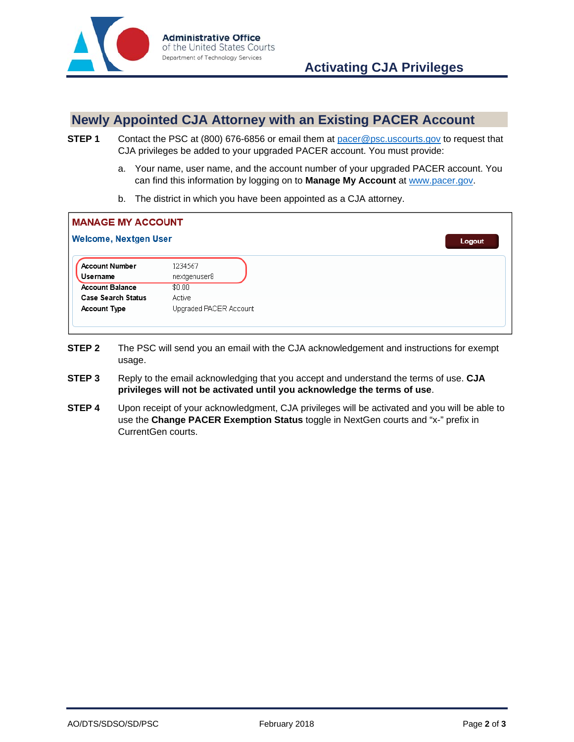## Newly Appointed CJA Attorney with an Existing PACER Account

**STEP 1** Contact the PSC at (800) 676-6856 or email them at pacer@psc.uscourts.gov to request that CJA privileges be added to your upgraded PACER account. You must provide:

a. Your name, user name, and the account number of your upgraded PACER account. You can find this information by logging on to **Manage My Account** at www.pacer.gov.

b. The district in which you have been appointed as a CJA attorney.

**MANAGE MY ACCOUNT**

Welcome, Nextgen User

Logout

| | |
|---|---|
| **Account Number** | 1234567 |
| **Username** | nextgenuser8 |
| **Account Balance** | $0.00 |
| **Case Search Status** | Active |
| **Account Type** | Upgraded PACER Account |

**STEP 2** The PSC will send you an email with the CJA acknowledgement and instructions for exempt usage.

**STEP 3** Reply to the email acknowledging that you accept and understand the terms of use. **CJA privileges will not be activated until you acknowledge the terms of use**.

**STEP 4** Upon receipt of your acknowledgment, CJA privileges will be activated and you will be able to use the **Change PACER Exemption Status** toggle in NextGen courts and "x-" prefix in CurrentGen courts.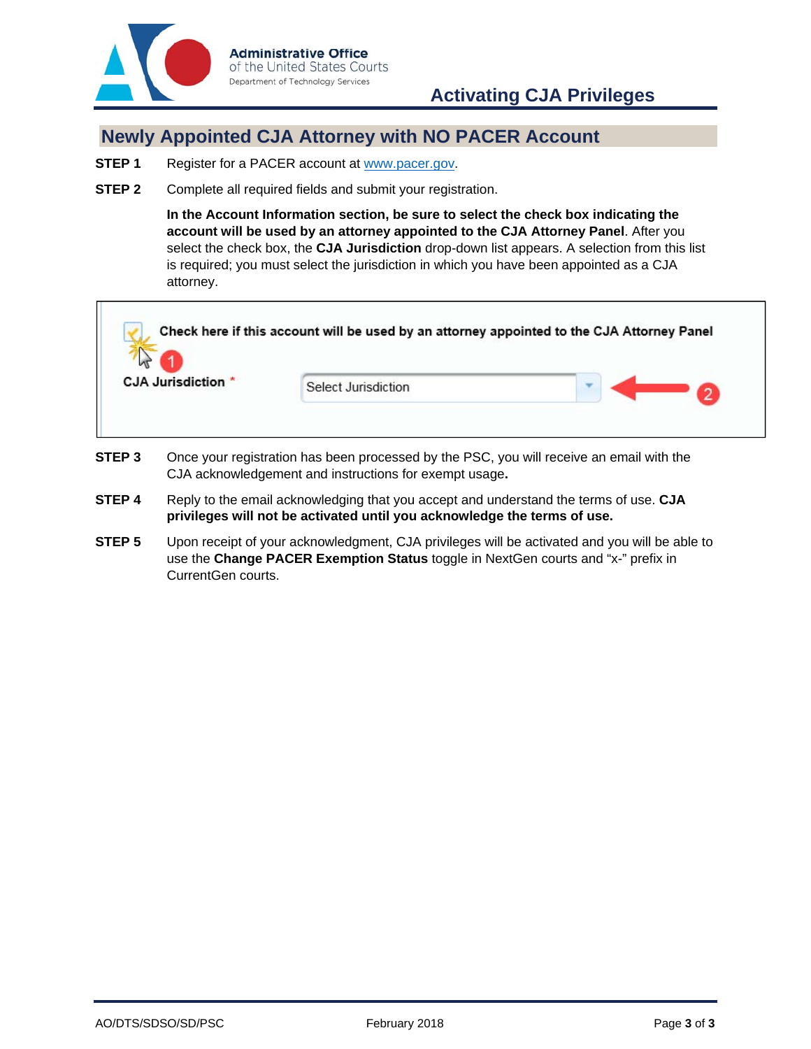## Newly Appointed CJA Attorney with NO PACER Account

**STEP 1** Register for a PACER account at [www.pacer.gov](http://www.pacer.gov).

**STEP 2** Complete all required fields and submit your registration.

**In the Account Information section, be sure to select the check box indicating the account will be used by an attorney appointed to the CJA Attorney Panel**. After you select the check box, the **CJA Jurisdiction** drop-down list appears. A selection from this list is required; you must select the jurisdiction in which you have been appointed as a CJA attorney.

Check here if this account will be used by an attorney appointed to the CJA Attorney Panel

1

CJA Jurisdiction *

Select Jurisdiction

2

**STEP 3** Once your registration has been processed by the PSC, you will receive an email with the CJA acknowledgement and instructions for exempt usage**.**

**STEP 4** Reply to the email acknowledging that you accept and understand the terms of use. **CJA privileges will not be activated until you acknowledge the terms of use.**

**STEP 5** Upon receipt of your acknowledgment, CJA privileges will be activated and you will be able to use the **Change PACER Exemption Status** toggle in NextGen courts and "x-" prefix in CurrentGen courts.